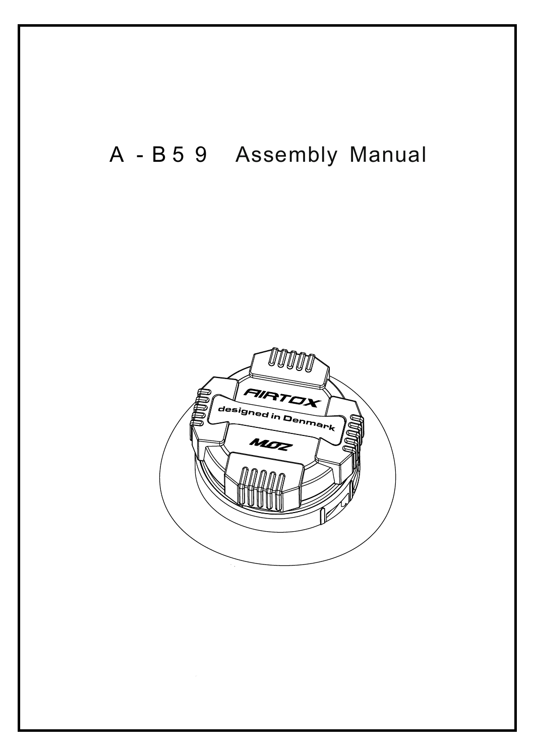# A-B59 Assembly Manual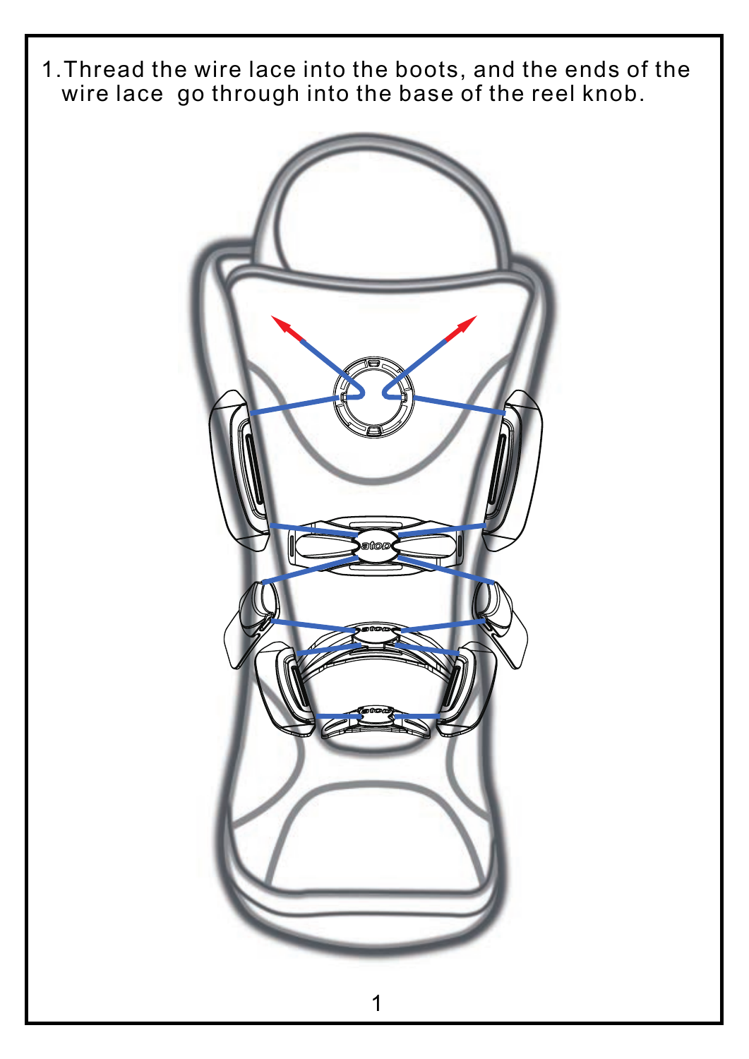1. Thread the wire lace into the boots, and the ends of the wire lace go through into the base of the reel knob.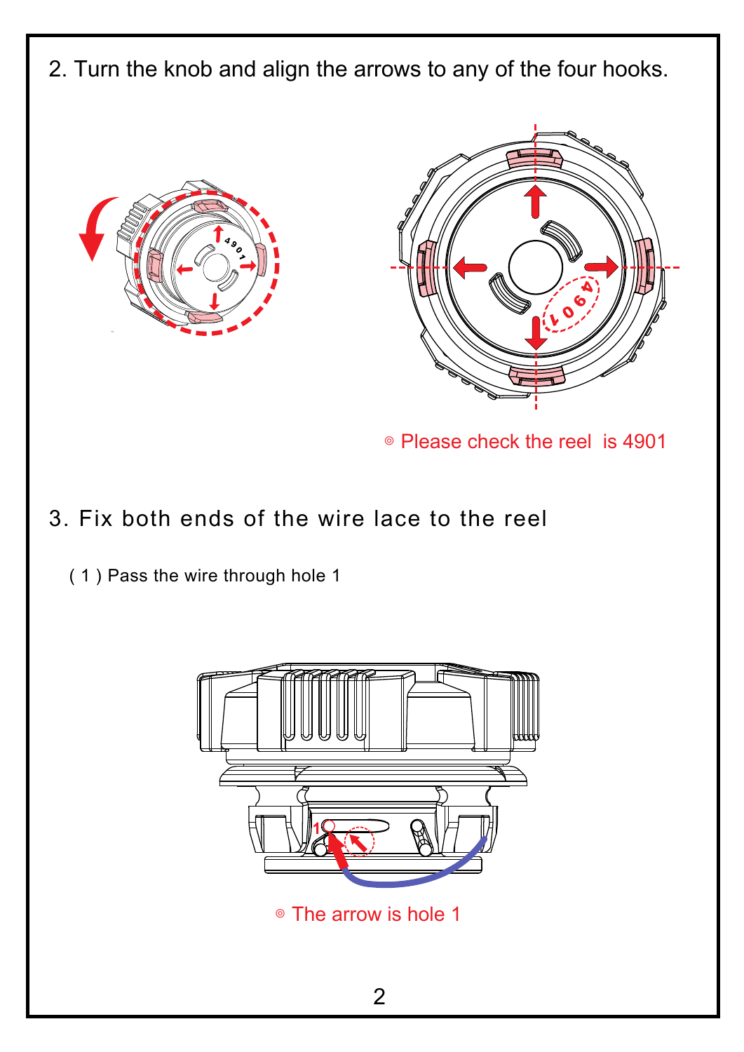2. Turn the knob and align the arrows to any of the four hooks.

◎ Please check the reel is 4901

3. Fix both ends of the wire lace to the reel

( 1 ) Pass the wire through hole 1

◎ The arrow is hole 1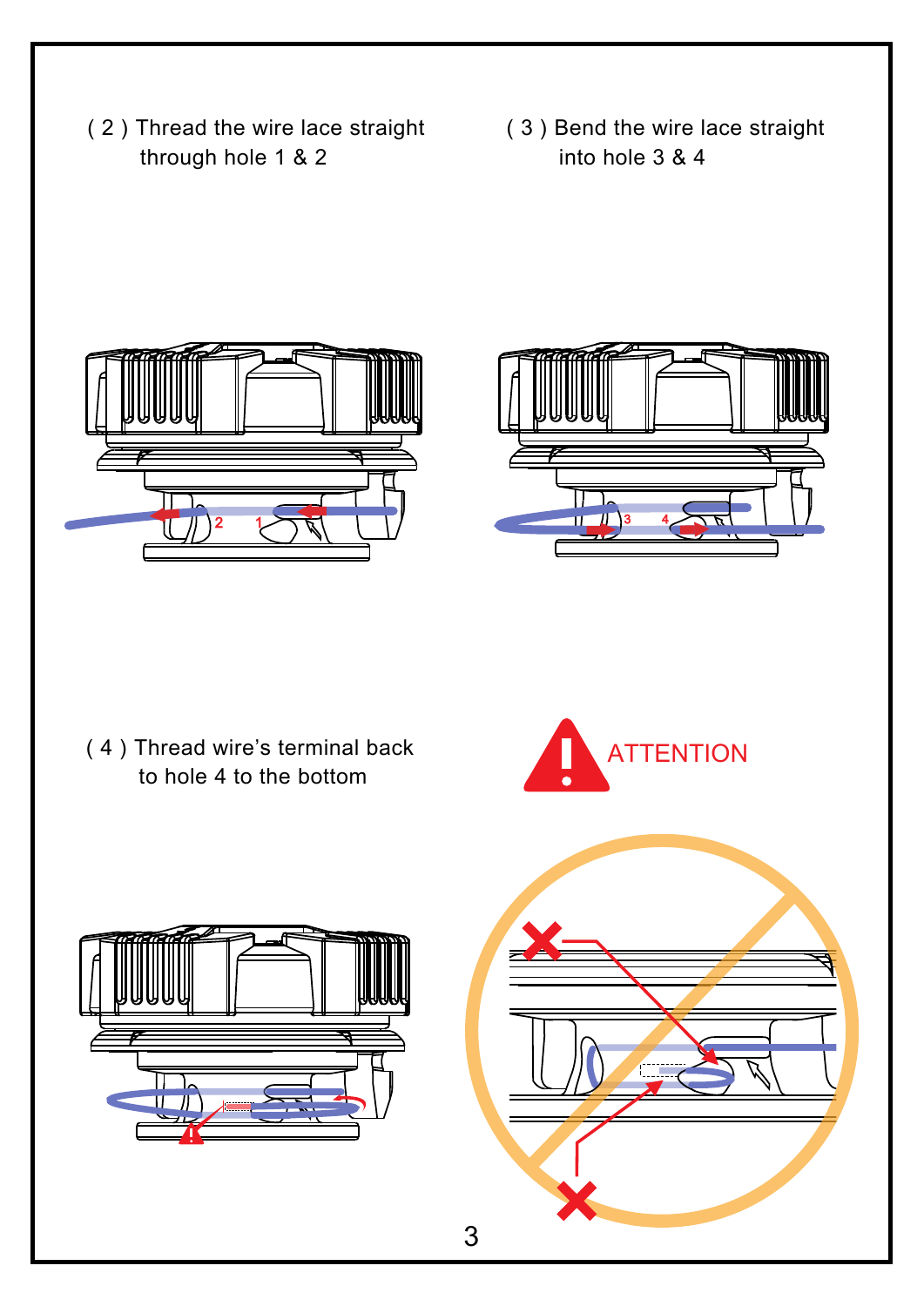( 2 ) Thread the wire lace straight through hole 1 & 2

( 3 ) Bend the wire lace straight into hole 3 & 4

( 4 ) Thread wire's terminal back to hole 4 to the bottom

ATTENTION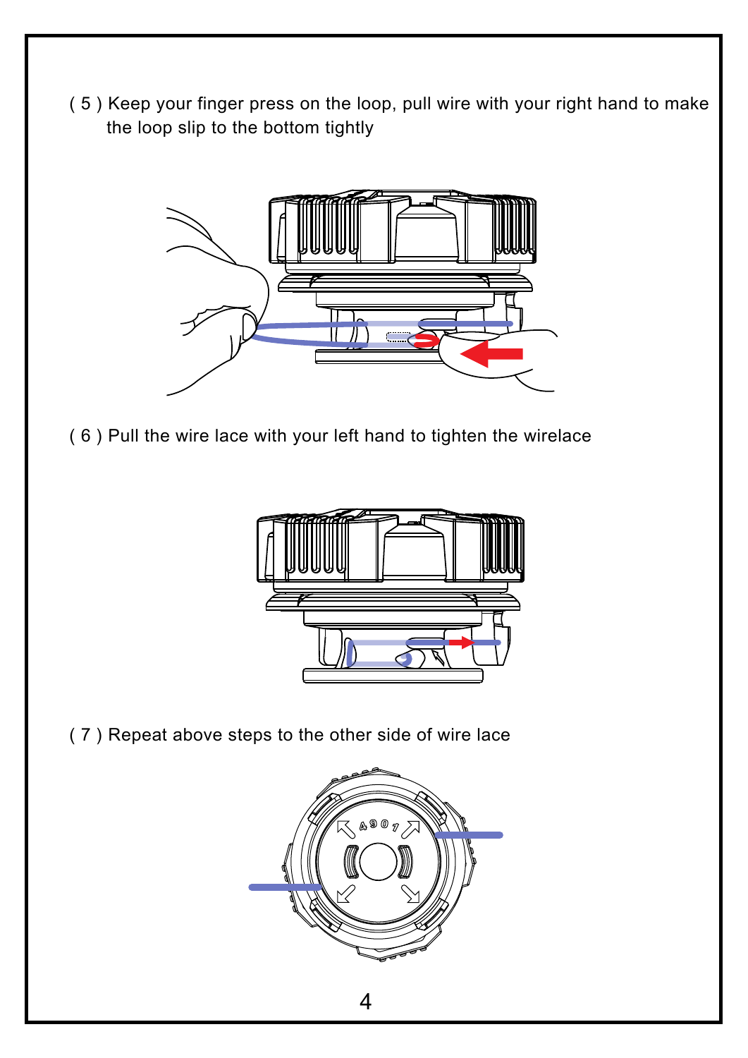( 5 ) Keep your finger press on the loop, pull wire with your right hand to make the loop slip to the bottom tightly

( 6 ) Pull the wire lace with your left hand to tighten the wirelace

( 7 ) Repeat above steps to the other side of wire lace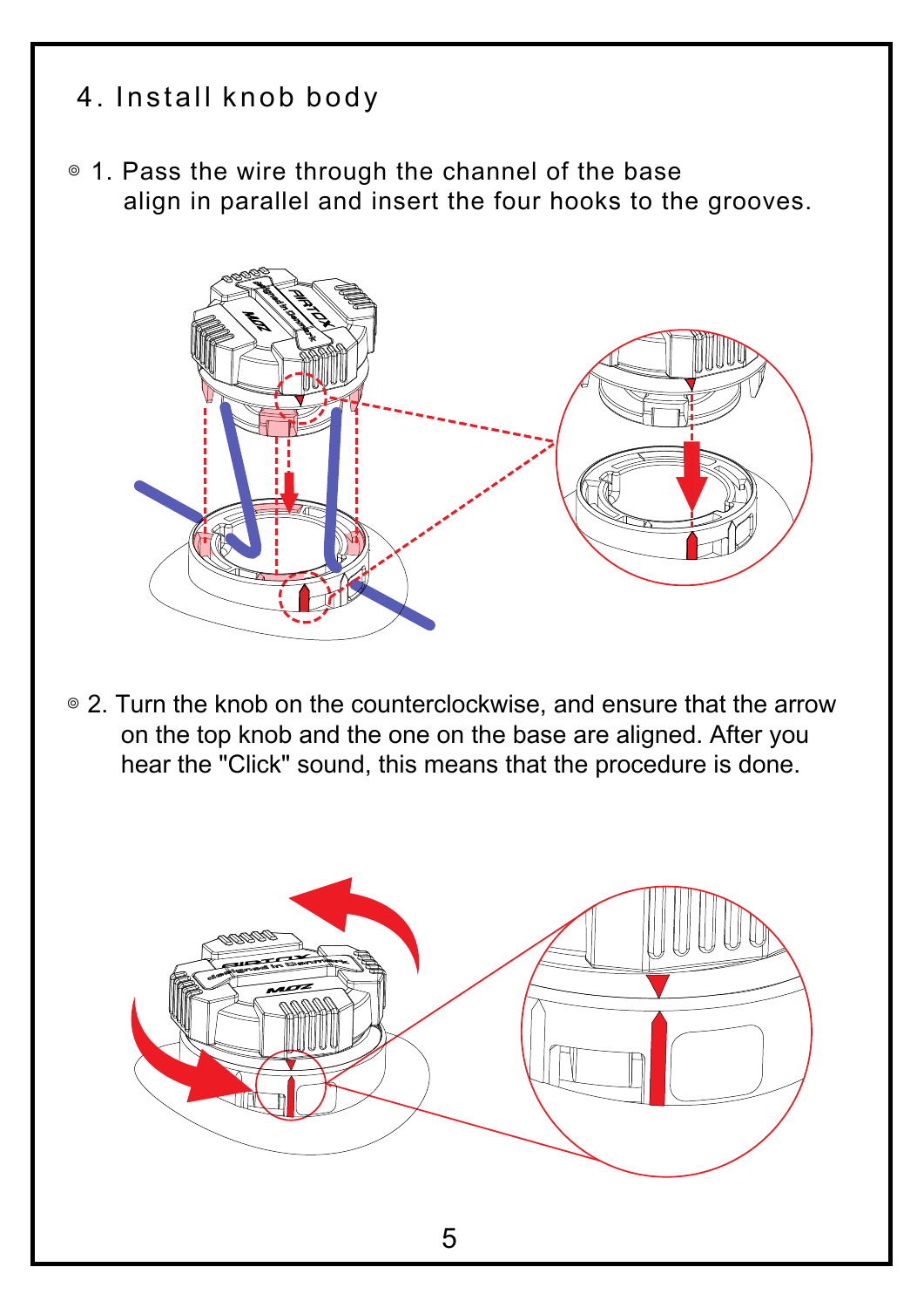## 4. Install knob body

◎ 1. Pass the wire through the channel of the base align in parallel and insert the four hooks to the grooves.

◎ 2. Turn the knob on the counterclockwise, and ensure that the arrow on the top knob and the one on the base are aligned. After you hear the "Click" sound, this means that the procedure is done.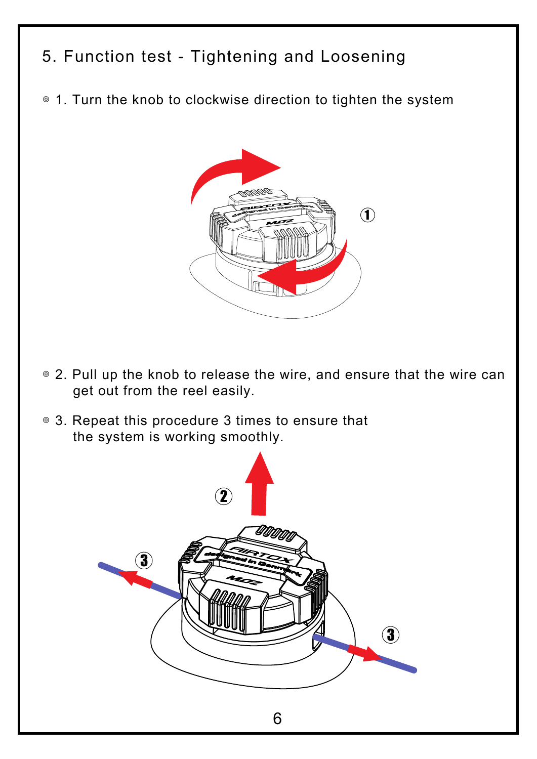# 5. Function test - Tightening and Loosening

◎ 1. Turn the knob to clockwise direction to tighten the system

◎ 2. Pull up the knob to release the wire, and ensure that the wire can get out from the reel easily.

◎ 3. Repeat this procedure 3 times to ensure that the system is working smoothly.